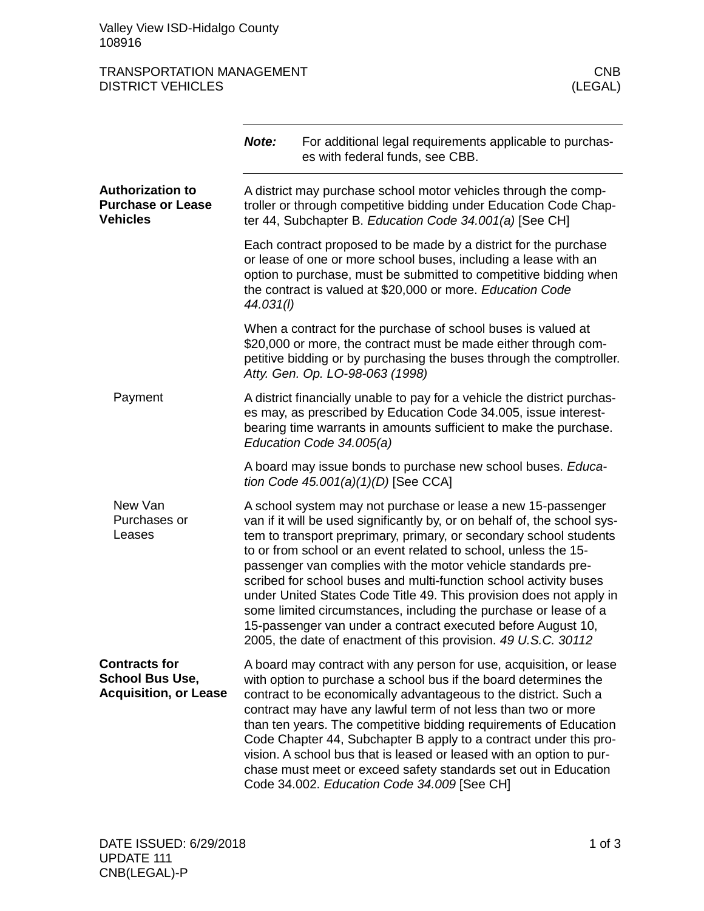Valley View ISD-Hidalgo County
108916

TRANSPORTATION MANAGEMENT — CNB
DISTRICT VEHICLES — (LEGAL)

**Note:** For additional legal requirements applicable to purchases with federal funds, see CBB.

## Authorization to Purchase or Lease Vehicles

A district may purchase school motor vehicles through the comptroller or through competitive bidding under Education Code Chapter 44, Subchapter B. *Education Code 34.001(a)* [See CH]

Each contract proposed to be made by a district for the purchase or lease of one or more school buses, including a lease with an option to purchase, must be submitted to competitive bidding when the contract is valued at $20,000 or more. *Education Code 44.031(l)*

When a contract for the purchase of school buses is valued at $20,000 or more, the contract must be made either through competitive bidding or by purchasing the buses through the comptroller. *Atty. Gen. Op. LO-98-063 (1998)*

### Payment

A district financially unable to pay for a vehicle the district purchases may, as prescribed by Education Code 34.005, issue interest-bearing time warrants in amounts sufficient to make the purchase. *Education Code 34.005(a)*

A board may issue bonds to purchase new school buses. *Education Code 45.001(a)(1)(D)* [See CCA]

### New Van Purchases or Leases

A school system may not purchase or lease a new 15-passenger van if it will be used significantly by, or on behalf of, the school system to transport preprimary, primary, or secondary school students to or from school or an event related to school, unless the 15-passenger van complies with the motor vehicle standards prescribed for school buses and multi-function school activity buses under United States Code Title 49. This provision does not apply in some limited circumstances, including the purchase or lease of a 15-passenger van under a contract executed before August 10, 2005, the date of enactment of this provision. *49 U.S.C. 30112*

## Contracts for School Bus Use, Acquisition, or Lease

A board may contract with any person for use, acquisition, or lease with option to purchase a school bus if the board determines the contract to be economically advantageous to the district. Such a contract may have any lawful term of not less than two or more than ten years. The competitive bidding requirements of Education Code Chapter 44, Subchapter B apply to a contract under this provision. A school bus that is leased or leased with an option to purchase must meet or exceed safety standards set out in Education Code 34.002. *Education Code 34.009* [See CH]

DATE ISSUED: 6/29/2018
UPDATE 111
CNB(LEGAL)-P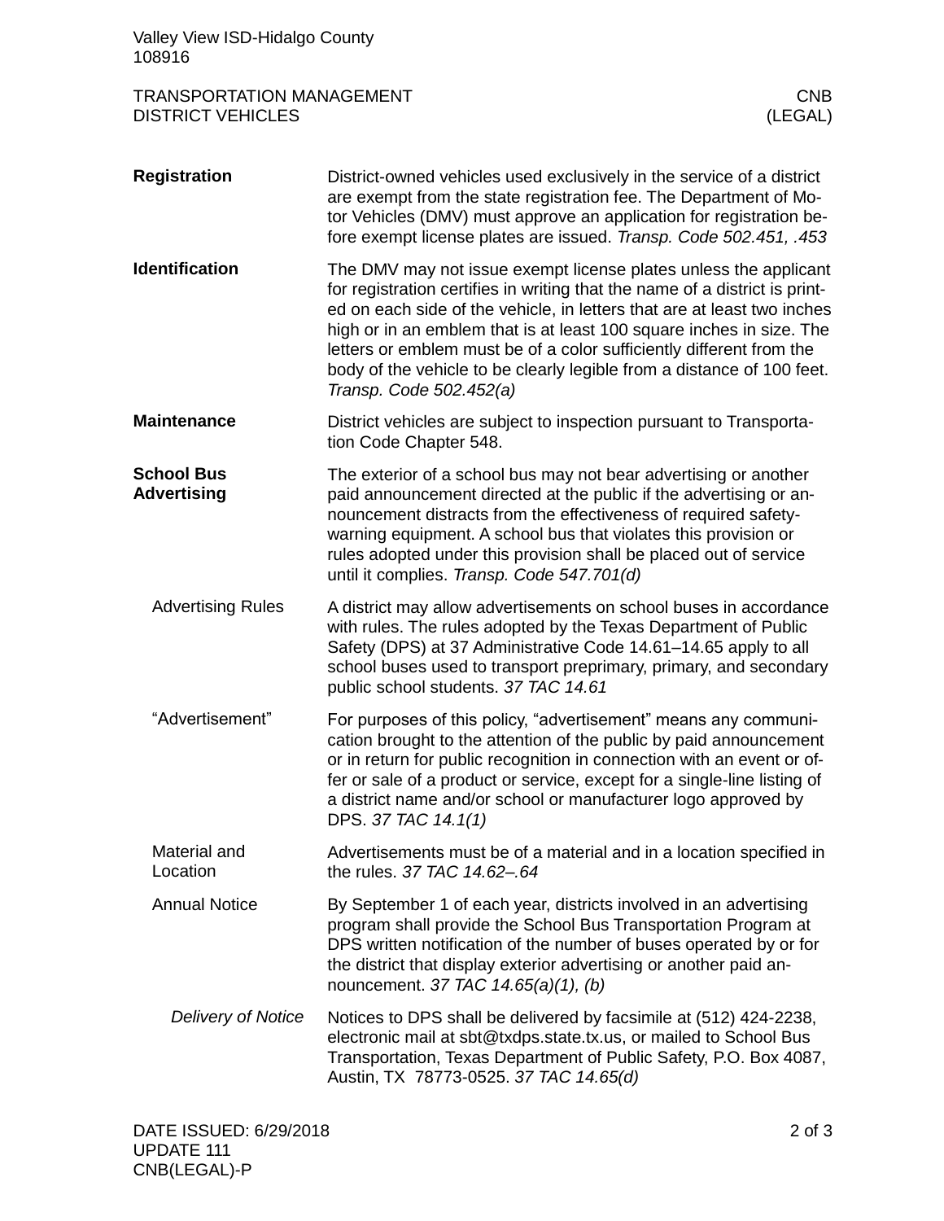## Registration

District-owned vehicles used exclusively in the service of a district are exempt from the state registration fee. The Department of Motor Vehicles (DMV) must approve an application for registration before exempt license plates are issued. *Transp. Code 502.451, .453*

## Identification

The DMV may not issue exempt license plates unless the applicant for registration certifies in writing that the name of a district is printed on each side of the vehicle, in letters that are at least two inches high or in an emblem that is at least 100 square inches in size. The letters or emblem must be of a color sufficiently different from the body of the vehicle to be clearly legible from a distance of 100 feet. *Transp. Code 502.452(a)*

## Maintenance

District vehicles are subject to inspection pursuant to Transportation Code Chapter 548.

## School Bus Advertising

The exterior of a school bus may not bear advertising or another paid announcement directed at the public if the advertising or announcement distracts from the effectiveness of required safety-warning equipment. A school bus that violates this provision or rules adopted under this provision shall be placed out of service until it complies. *Transp. Code 547.701(d)*

### Advertising Rules

A district may allow advertisements on school buses in accordance with rules. The rules adopted by the Texas Department of Public Safety (DPS) at 37 Administrative Code 14.61–14.65 apply to all school buses used to transport preprimary, primary, and secondary public school students. *37 TAC 14.61*

### “Advertisement”

For purposes of this policy, “advertisement” means any communication brought to the attention of the public by paid announcement or in return for public recognition in connection with an event or offer or sale of a product or service, except for a single-line listing of a district name and/or school or manufacturer logo approved by DPS. *37 TAC 14.1(1)*

### Material and Location

Advertisements must be of a material and in a location specified in the rules. *37 TAC 14.62–.64*

### Annual Notice

By September 1 of each year, districts involved in an advertising program shall provide the School Bus Transportation Program at DPS written notification of the number of buses operated by or for the district that display exterior advertising or another paid announcement. *37 TAC 14.65(a)(1), (b)*

#### *Delivery of Notice*

Notices to DPS shall be delivered by facsimile at (512) 424-2238, electronic mail at sbt@txdps.state.tx.us, or mailed to School Bus Transportation, Texas Department of Public Safety, P.O. Box 4087, Austin, TX 78773-0525. *37 TAC 14.65(d)*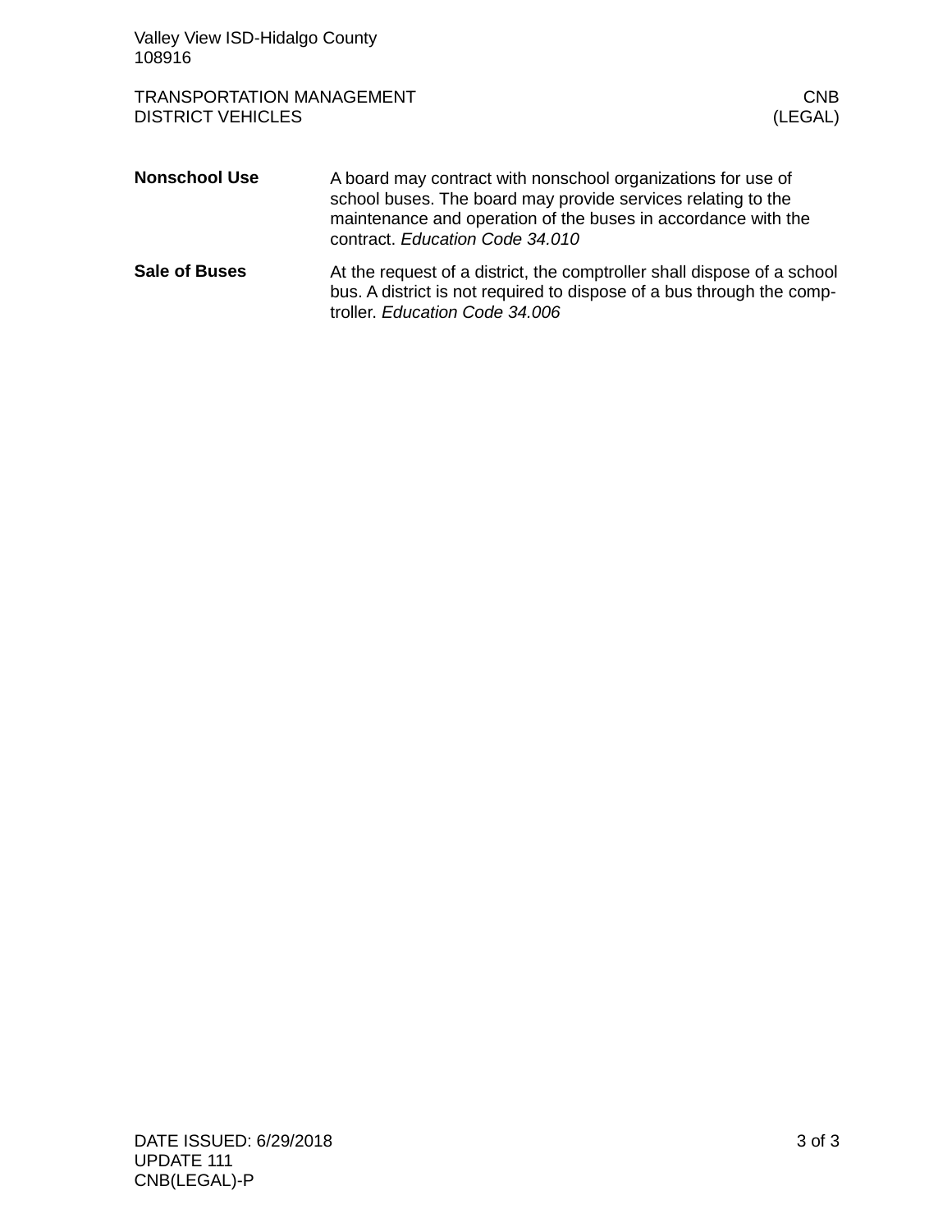**Nonschool Use**

A board may contract with nonschool organizations for use of school buses. The board may provide services relating to the maintenance and operation of the buses in accordance with the contract. *Education Code 34.010*

**Sale of Buses**

At the request of a district, the comptroller shall dispose of a school bus. A district is not required to dispose of a bus through the comptroller. *Education Code 34.006*